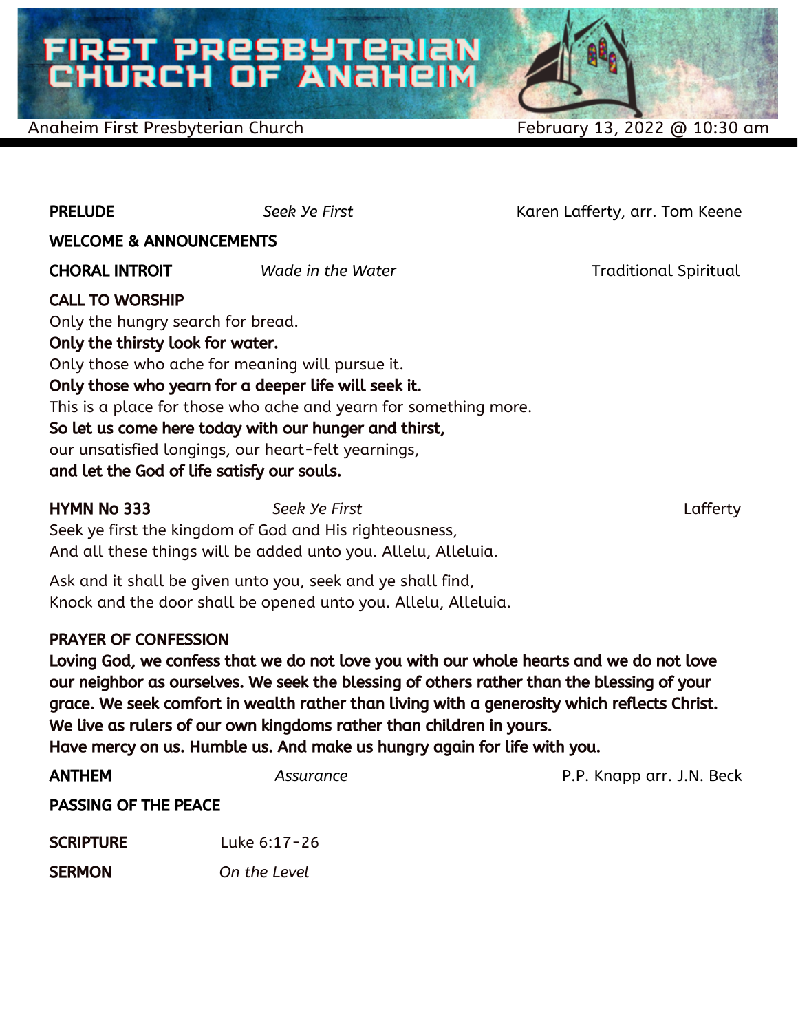# FIRST PRESBYTERIAN CHURCH OF ANAHEIM

Anaheim First Presbyterian Church — February 13, 2022 @ 10:30 am

**PRELUDE** *Seek Ye First* Karen Lafferty, arr. Tom Keene

**WELCOME & ANNOUNCEMENTS**

**CHORAL INTROIT** *Wade in the Water* Traditional Spiritual

**CALL TO WORSHIP**

Only the hungry search for bread.
**Only the thirsty look for water.**
Only those who ache for meaning will pursue it.
**Only those who yearn for a deeper life will seek it.**
This is a place for those who ache and yearn for something more.
**So let us come here today with our hunger and thirst,**
our unsatisfied longings, our heart-felt yearnings,
**and let the God of life satisfy our souls.**

**HYMN No 333** *Seek Ye First* Lafferty

Seek ye first the kingdom of God and His righteousness,
And all these things will be added unto you. Allelu, Alleluia.

Ask and it shall be given unto you, seek and ye shall find,
Knock and the door shall be opened unto you. Allelu, Alleluia.

**PRAYER OF CONFESSION**

**Loving God, we confess that we do not love you with our whole hearts and we do not love our neighbor as ourselves. We seek the blessing of others rather than the blessing of your grace. We seek comfort in wealth rather than living with a generosity which reflects Christ. We live as rulers of our own kingdoms rather than children in yours.**
**Have mercy on us. Humble us. And make us hungry again for life with you.**

**ANTHEM** *Assurance* P.P. Knapp arr. J.N. Beck

**PASSING OF THE PEACE**

**SCRIPTURE** Luke 6:17-26

**SERMON** *On the Level*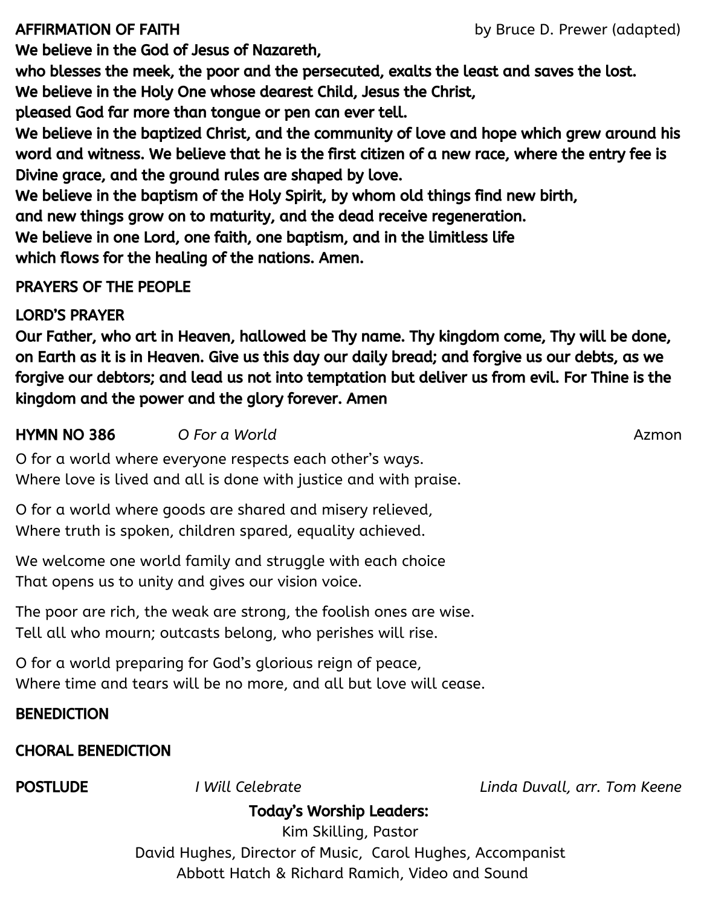**AFFIRMATION OF FAITH** by Bruce D. Prewer (adapted)

**We believe in the God of Jesus of Nazareth,**
**who blesses the meek, the poor and the persecuted, exalts the least and saves the lost.**
**We believe in the Holy One whose dearest Child, Jesus the Christ,**
**pleased God far more than tongue or pen can ever tell.**
**We believe in the baptized Christ, and the community of love and hope which grew around his word and witness. We believe that he is the first citizen of a new race, where the entry fee is Divine grace, and the ground rules are shaped by love.**
**We believe in the baptism of the Holy Spirit, by whom old things find new birth,**
**and new things grow on to maturity, and the dead receive regeneration.**
**We believe in one Lord, one faith, one baptism, and in the limitless life**
**which flows for the healing of the nations. Amen.**

**PRAYERS OF THE PEOPLE**

**LORD'S PRAYER**

**Our Father, who art in Heaven, hallowed be Thy name. Thy kingdom come, Thy will be done, on Earth as it is in Heaven. Give us this day our daily bread; and forgive us our debts, as we forgive our debtors; and lead us not into temptation but deliver us from evil. For Thine is the kingdom and the power and the glory forever. Amen**

**HYMN NO 386** *O For a World* Azmon

O for a world where everyone respects each other's ways.
Where love is lived and all is done with justice and with praise.

O for a world where goods are shared and misery relieved,
Where truth is spoken, children spared, equality achieved.

We welcome one world family and struggle with each choice
That opens us to unity and gives our vision voice.

The poor are rich, the weak are strong, the foolish ones are wise.
Tell all who mourn; outcasts belong, who perishes will rise.

O for a world preparing for God's glorious reign of peace,
Where time and tears will be no more, and all but love will cease.

**BENEDICTION**

**CHORAL BENEDICTION**

**POSTLUDE** *I Will Celebrate* *Linda Duvall, arr. Tom Keene*

**Today's Worship Leaders:**

Kim Skilling, Pastor
David Hughes, Director of Music, Carol Hughes, Accompanist
Abbott Hatch & Richard Ramich, Video and Sound